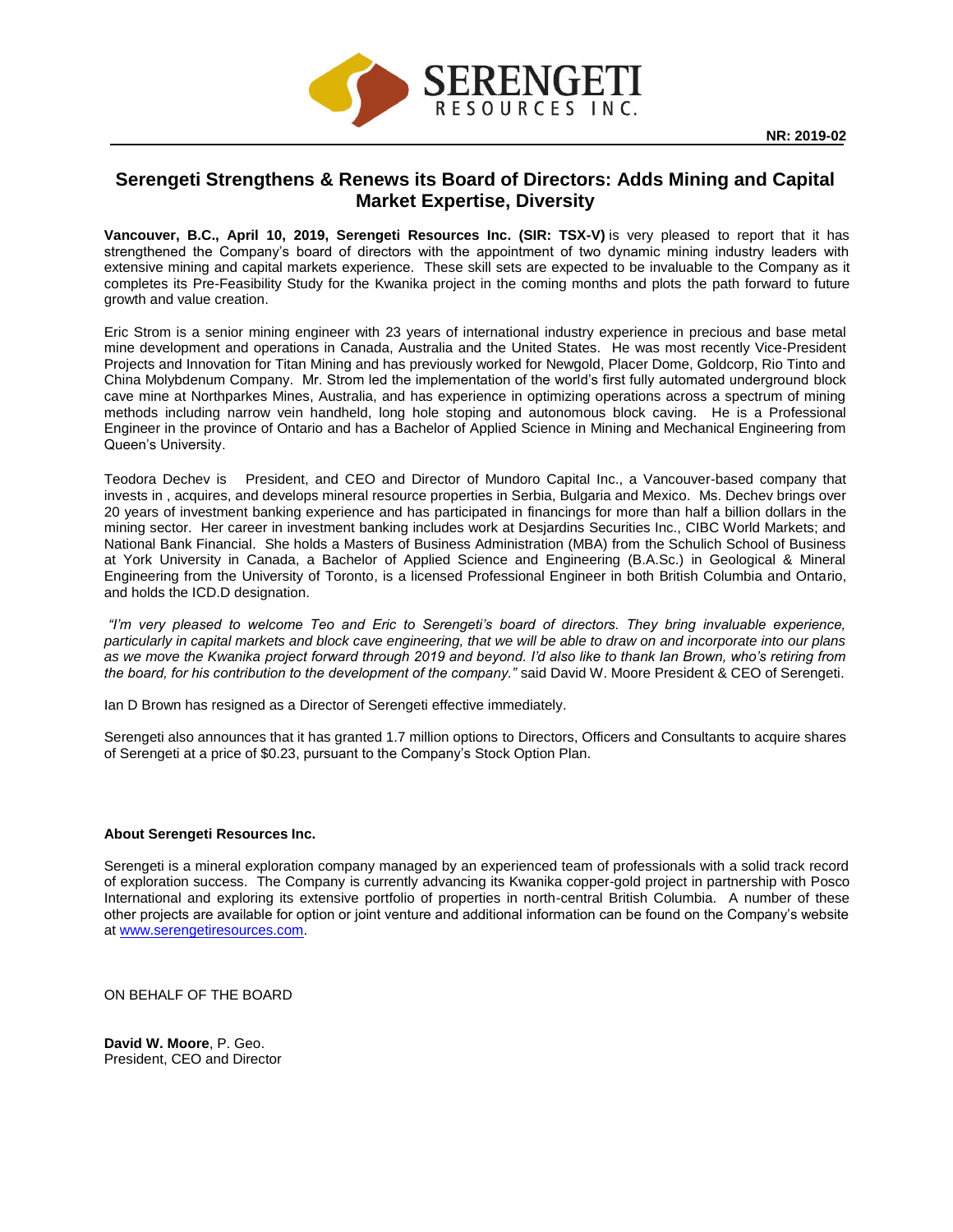**NR: 2019-02**

# Serengeti Strengthens & Renews its Board of Directors: Adds Mining and Capital Market Expertise, Diversity

**Vancouver, B.C., April 10, 2019, Serengeti Resources Inc. (SIR: TSX-V)** is very pleased to report that it has strengthened the Company's board of directors with the appointment of two dynamic mining industry leaders with extensive mining and capital markets experience. These skill sets are expected to be invaluable to the Company as it completes its Pre-Feasibility Study for the Kwanika project in the coming months and plots the path forward to future growth and value creation.

Eric Strom is a senior mining engineer with 23 years of international industry experience in precious and base metal mine development and operations in Canada, Australia and the United States. He was most recently Vice-President Projects and Innovation for Titan Mining and has previously worked for Newgold, Placer Dome, Goldcorp, Rio Tinto and China Molybdenum Company. Mr. Strom led the implementation of the world's first fully automated underground block cave mine at Northparkes Mines, Australia, and has experience in optimizing operations across a spectrum of mining methods including narrow vein handheld, long hole stoping and autonomous block caving. He is a Professional Engineer in the province of Ontario and has a Bachelor of Applied Science in Mining and Mechanical Engineering from Queen's University.

Teodora Dechev is President, and CEO and Director of Mundoro Capital Inc., a Vancouver-based company that invests in , acquires, and develops mineral resource properties in Serbia, Bulgaria and Mexico. Ms. Dechev brings over 20 years of investment banking experience and has participated in financings for more than half a billion dollars in the mining sector. Her career in investment banking includes work at Desjardins Securities Inc., CIBC World Markets; and National Bank Financial. She holds a Masters of Business Administration (MBA) from the Schulich School of Business at York University in Canada, a Bachelor of Applied Science and Engineering (B.A.Sc.) in Geological & Mineral Engineering from the University of Toronto, is a licensed Professional Engineer in both British Columbia and Ontario, and holds the ICD.D designation.

*"I'm very pleased to welcome Teo and Eric to Serengeti's board of directors. They bring invaluable experience, particularly in capital markets and block cave engineering, that we will be able to draw on and incorporate into our plans as we move the Kwanika project forward through 2019 and beyond. I'd also like to thank Ian Brown, who's retiring from the board, for his contribution to the development of the company."* said David W. Moore President & CEO of Serengeti.

Ian D Brown has resigned as a Director of Serengeti effective immediately.

Serengeti also announces that it has granted 1.7 million options to Directors, Officers and Consultants to acquire shares of Serengeti at a price of $0.23, pursuant to the Company's Stock Option Plan.

**About Serengeti Resources Inc.**

Serengeti is a mineral exploration company managed by an experienced team of professionals with a solid track record of exploration success. The Company is currently advancing its Kwanika copper-gold project in partnership with Posco International and exploring its extensive portfolio of properties in north-central British Columbia. A number of these other projects are available for option or joint venture and additional information can be found on the Company's website at www.serengetiresources.com.

ON BEHALF OF THE BOARD

**David W. Moore**, P. Geo.
President, CEO and Director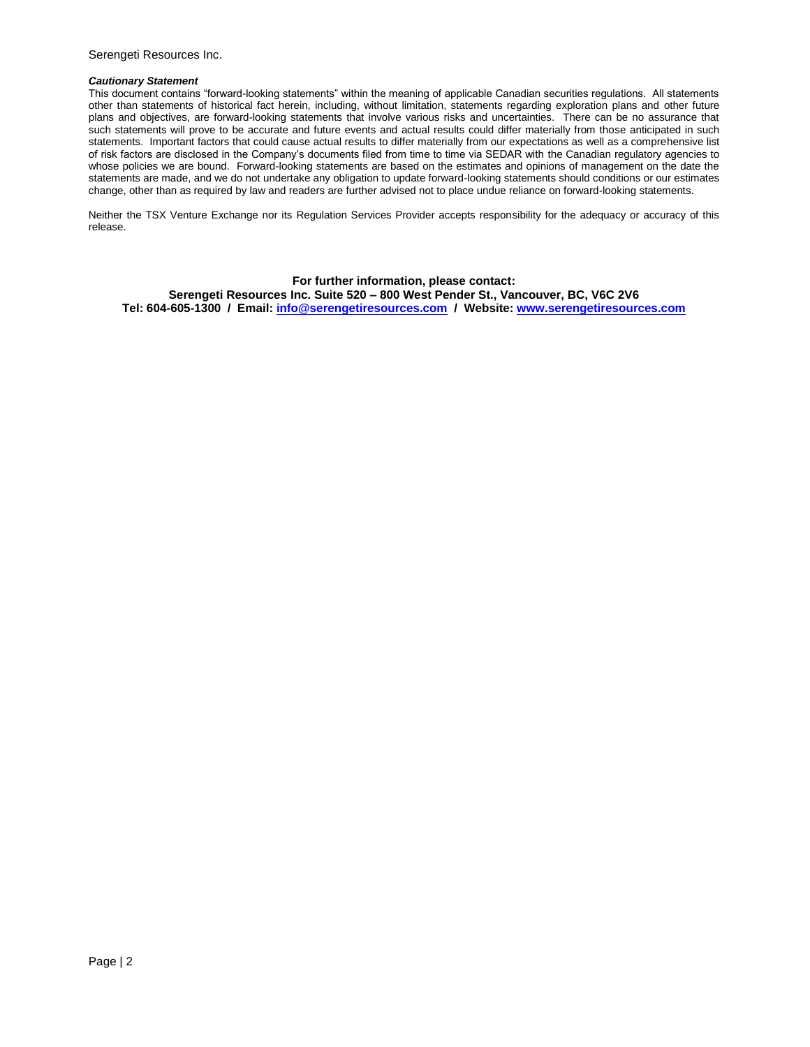***Cautionary Statement***

This document contains "forward-looking statements" within the meaning of applicable Canadian securities regulations. All statements other than statements of historical fact herein, including, without limitation, statements regarding exploration plans and other future plans and objectives, are forward-looking statements that involve various risks and uncertainties. There can be no assurance that such statements will prove to be accurate and future events and actual results could differ materially from those anticipated in such statements. Important factors that could cause actual results to differ materially from our expectations as well as a comprehensive list of risk factors are disclosed in the Company's documents filed from time to time via SEDAR with the Canadian regulatory agencies to whose policies we are bound. Forward-looking statements are based on the estimates and opinions of management on the date the statements are made, and we do not undertake any obligation to update forward-looking statements should conditions or our estimates change, other than as required by law and readers are further advised not to place undue reliance on forward-looking statements.

Neither the TSX Venture Exchange nor its Regulation Services Provider accepts responsibility for the adequacy or accuracy of this release.

**For further information, please contact:**
**Serengeti Resources Inc. Suite 520 – 800 West Pender St., Vancouver, BC, V6C 2V6**
**Tel: 604-605-1300 / Email: info@serengetiresources.com / Website: www.serengetiresources.com**